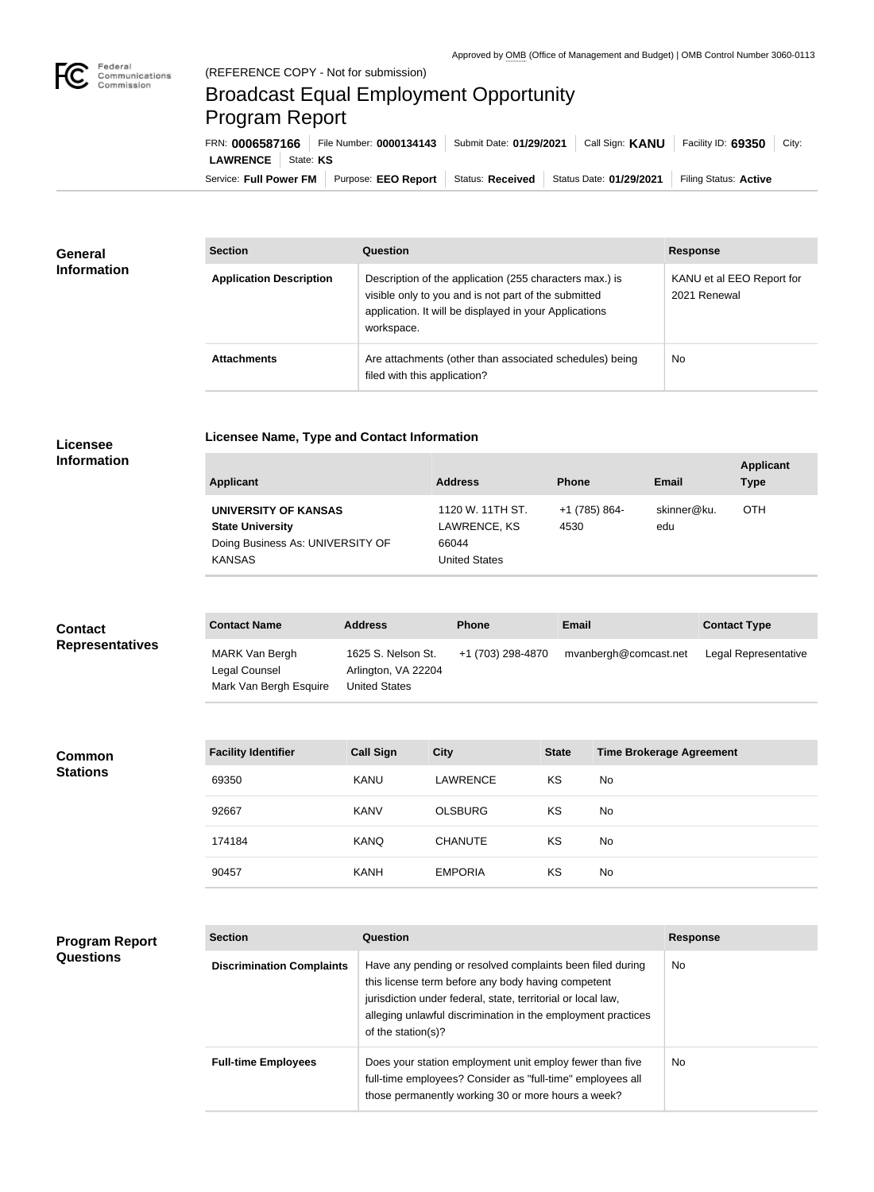Approved by OMB (Office of Management and Budget) | OMB Control Number 3060-0113

(REFERENCE COPY - Not for submission)

# Broadcast Equal Employment Opportunity Program Report

FRN: **0006587166** | File Number: **0000134143** | Submit Date: **01/29/2021** | Call Sign: **KANU** | Facility ID: **69350** | City: **LAWRENCE** | State: **KS**

Service: **Full Power FM** | Purpose: **EEO Report** | Status: **Received** | Status Date: **01/29/2021** | Filing Status: **Active**

## General Information

| Section | Question | Response |
|---|---|---|
| **Application Description** | Description of the application (255 characters max.) is visible only to you and is not part of the submitted application. It will be displayed in your Applications workspace. | KANU et al EEO Report for 2021 Renewal |
| **Attachments** | Are attachments (other than associated schedules) being filed with this application? | No |

## Licensee Information

### Licensee Name, Type and Contact Information

| Applicant | Address | Phone | Email | Applicant Type |
|---|---|---|---|---|
| **UNIVERSITY OF KANSAS** **State University** Doing Business As: UNIVERSITY OF KANSAS | 1120 W. 11TH ST. LAWRENCE, KS 66044 United States | +1 (785) 864-4530 | skinner@ku.edu | OTH |

## Contact Representatives

| Contact Name | Address | Phone | Email | Contact Type |
|---|---|---|---|---|
| MARK Van Bergh Legal Counsel Mark Van Bergh Esquire | 1625 S. Nelson St. Arlington, VA 22204 United States | +1 (703) 298-4870 | mvanbergh@comcast.net | Legal Representative |

## Common Stations

| Facility Identifier | Call Sign | City | State | Time Brokerage Agreement |
|---|---|---|---|---|
| 69350 | KANU | LAWRENCE | KS | No |
| 92667 | KANV | OLSBURG | KS | No |
| 174184 | KANQ | CHANUTE | KS | No |
| 90457 | KANH | EMPORIA | KS | No |

## Program Report Questions

| Section | Question | Response |
|---|---|---|
| **Discrimination Complaints** | Have any pending or resolved complaints been filed during this license term before any body having competent jurisdiction under federal, state, territorial or local law, alleging unlawful discrimination in the employment practices of the station(s)? | No |
| **Full-time Employees** | Does your station employment unit employ fewer than five full-time employees? Consider as "full-time" employees all those permanently working 30 or more hours a week? | No |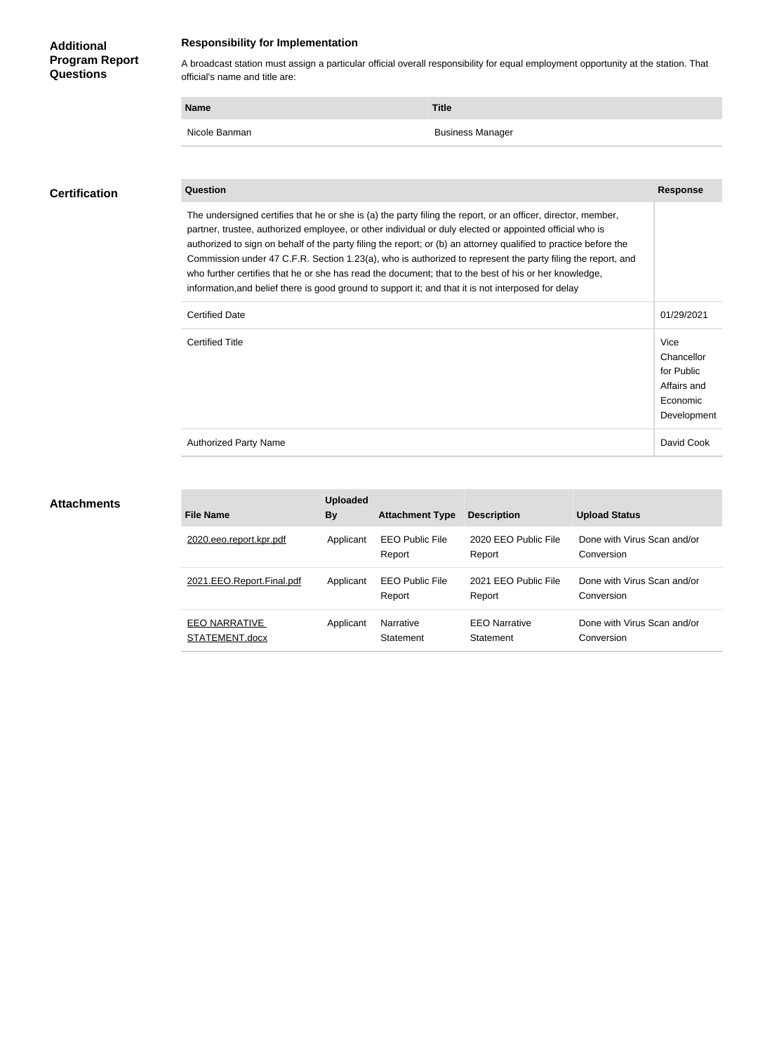## Additional Program Report Questions

### Responsibility for Implementation

A broadcast station must assign a particular official overall responsibility for equal employment opportunity at the station. That official's name and title are:

| Name | Title |
| --- | --- |
| Nicole Banman | Business Manager |

## Certification

| Question | Response |
| --- | --- |
| The undersigned certifies that he or she is (a) the party filing the report, or an officer, director, member, partner, trustee, authorized employee, or other individual or duly elected or appointed official who is authorized to sign on behalf of the party filing the report; or (b) an attorney qualified to practice before the Commission under 47 C.F.R. Section 1.23(a), who is authorized to represent the party filing the report, and who further certifies that he or she has read the document; that to the best of his or her knowledge, information,and belief there is good ground to support it; and that it is not interposed for delay | |
| Certified Date | 01/29/2021 |
| Certified Title | Vice Chancellor for Public Affairs and Economic Development |
| Authorized Party Name | David Cook |

## Attachments

| File Name | Uploaded By | Attachment Type | Description | Upload Status |
| --- | --- | --- | --- | --- |
| 2020.eeo.report.kpr.pdf | Applicant | EEO Public File Report | 2020 EEO Public File Report | Done with Virus Scan and/or Conversion |
| 2021.EEO.Report.Final.pdf | Applicant | EEO Public File Report | 2021 EEO Public File Report | Done with Virus Scan and/or Conversion |
| EEO NARRATIVE STATEMENT.docx | Applicant | Narrative Statement | EEO Narrative Statement | Done with Virus Scan and/or Conversion |